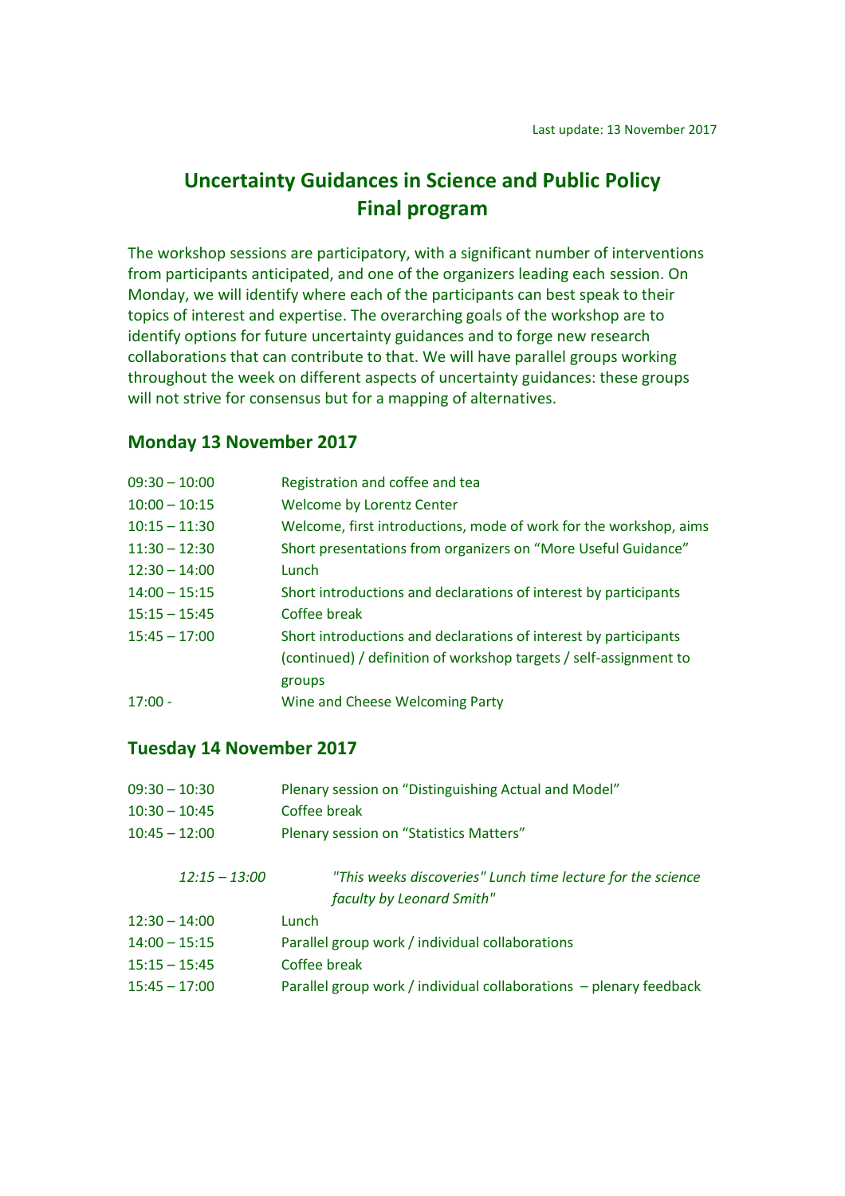Last update: 13 November 2017

# Uncertainty Guidances in Science and Public Policy
# Final program

The workshop sessions are participatory, with a significant number of interventions from participants anticipated, and one of the organizers leading each session. On Monday, we will identify where each of the participants can best speak to their topics of interest and expertise. The overarching goals of the workshop are to identify options for future uncertainty guidances and to forge new research collaborations that can contribute to that. We will have parallel groups working throughout the week on different aspects of uncertainty guidances: these groups will not strive for consensus but for a mapping of alternatives.

## Monday 13 November 2017

| | |
|---|---|
| 09:30 – 10:00 | Registration and coffee and tea |
| 10:00 – 10:15 | Welcome by Lorentz Center |
| 10:15 – 11:30 | Welcome, first introductions, mode of work for the workshop, aims |
| 11:30 – 12:30 | Short presentations from organizers on “More Useful Guidance” |
| 12:30 – 14:00 | Lunch |
| 14:00 – 15:15 | Short introductions and declarations of interest by participants |
| 15:15 – 15:45 | Coffee break |
| 15:45 – 17:00 | Short introductions and declarations of interest by participants (continued) / definition of workshop targets / self-assignment to groups |
| 17:00 - | Wine and Cheese Welcoming Party |

## Tuesday 14 November 2017

| | |
|---|---|
| 09:30 – 10:30 | Plenary session on “Distinguishing Actual and Model” |
| 10:30 – 10:45 | Coffee break |
| 10:45 – 12:00 | Plenary session on “Statistics Matters” |
| *12:15 – 13:00* | *"This weeks discoveries" Lunch time lecture for the science faculty by Leonard Smith"* |
| 12:30 – 14:00 | Lunch |
| 14:00 – 15:15 | Parallel group work / individual collaborations |
| 15:15 – 15:45 | Coffee break |
| 15:45 – 17:00 | Parallel group work / individual collaborations – plenary feedback |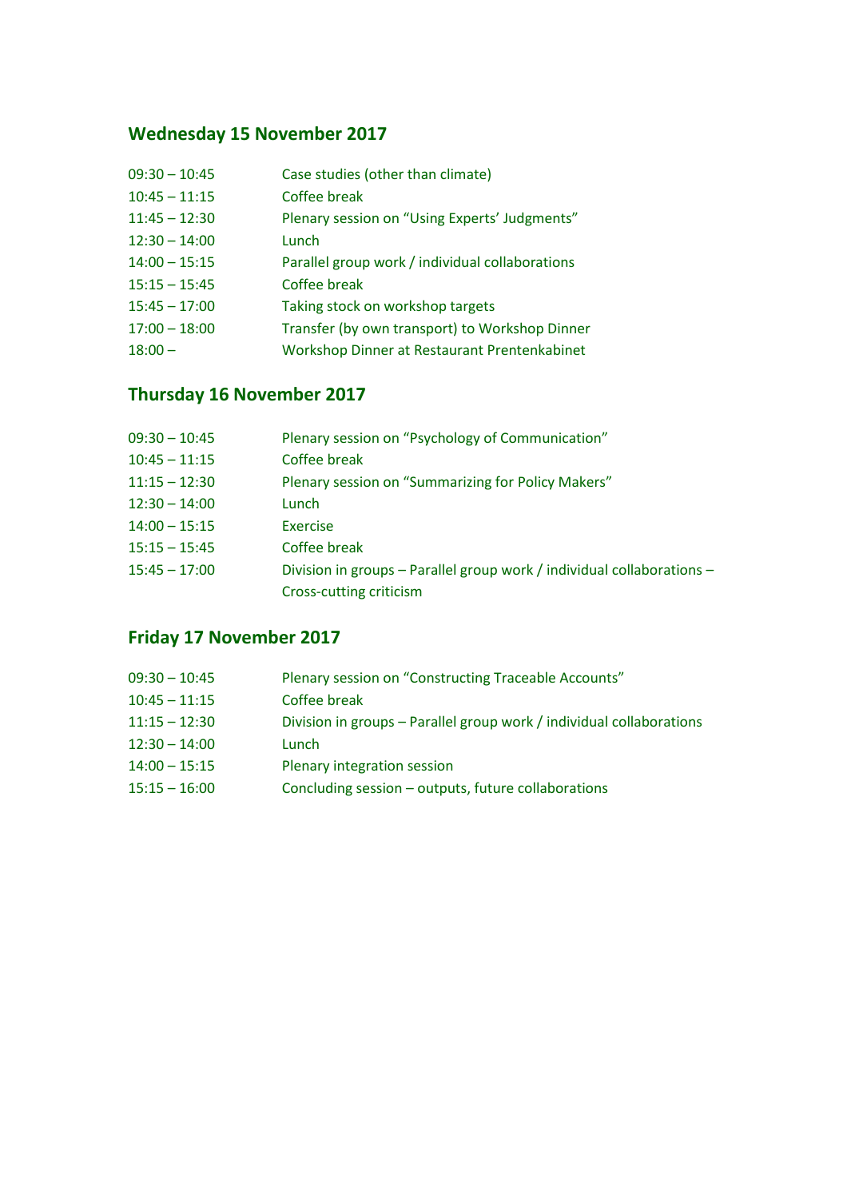## Wednesday 15 November 2017

| | |
|---|---|
| 09:30 – 10:45 | Case studies (other than climate) |
| 10:45 – 11:15 | Coffee break |
| 11:45 – 12:30 | Plenary session on "Using Experts' Judgments" |
| 12:30 – 14:00 | Lunch |
| 14:00 – 15:15 | Parallel group work / individual collaborations |
| 15:15 – 15:45 | Coffee break |
| 15:45 – 17:00 | Taking stock on workshop targets |
| 17:00 – 18:00 | Transfer (by own transport) to Workshop Dinner |
| 18:00 – | Workshop Dinner at Restaurant Prentenkabinet |

## Thursday 16 November 2017

| | |
|---|---|
| 09:30 – 10:45 | Plenary session on "Psychology of Communication" |
| 10:45 – 11:15 | Coffee break |
| 11:15 – 12:30 | Plenary session on "Summarizing for Policy Makers" |
| 12:30 – 14:00 | Lunch |
| 14:00 – 15:15 | Exercise |
| 15:15 – 15:45 | Coffee break |
| 15:45 – 17:00 | Division in groups – Parallel group work / individual collaborations – Cross-cutting criticism |

## Friday 17 November 2017

| | |
|---|---|
| 09:30 – 10:45 | Plenary session on "Constructing Traceable Accounts" |
| 10:45 – 11:15 | Coffee break |
| 11:15 – 12:30 | Division in groups – Parallel group work / individual collaborations |
| 12:30 – 14:00 | Lunch |
| 14:00 – 15:15 | Plenary integration session |
| 15:15 – 16:00 | Concluding session – outputs, future collaborations |